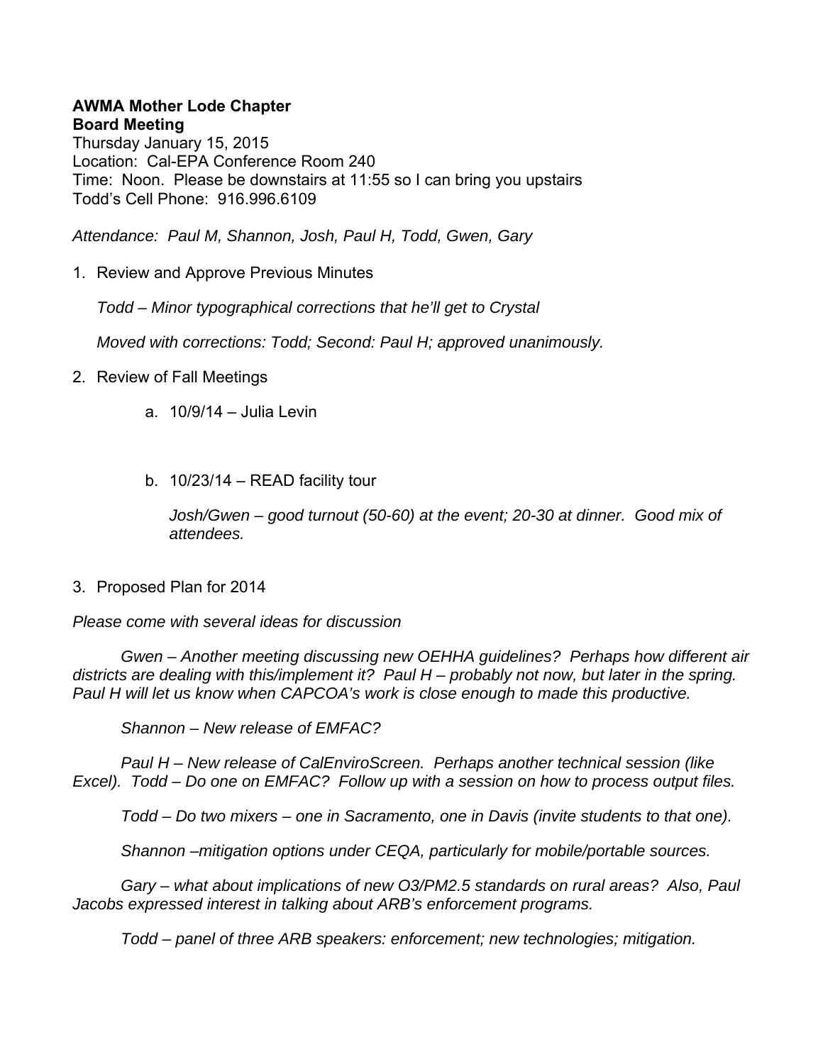**AWMA Mother Lode Chapter**
**Board Meeting**
Thursday January 15, 2015
Location: Cal-EPA Conference Room 240
Time: Noon. Please be downstairs at 11:55 so I can bring you upstairs
Todd's Cell Phone: 916.996.6109

*Attendance: Paul M, Shannon, Josh, Paul H, Todd, Gwen, Gary*

1. Review and Approve Previous Minutes

   *Todd – Minor typographical corrections that he'll get to Crystal*

   *Moved with corrections: Todd; Second: Paul H; approved unanimously.*

2. Review of Fall Meetings

   a. 10/9/14 – Julia Levin

   b. 10/23/14 – READ facility tour

      *Josh/Gwen – good turnout (50-60) at the event; 20-30 at dinner. Good mix of attendees.*

3. Proposed Plan for 2014

*Please come with several ideas for discussion*

*Gwen – Another meeting discussing new OEHHA guidelines? Perhaps how different air districts are dealing with this/implement it? Paul H – probably not now, but later in the spring. Paul H will let us know when CAPCOA's work is close enough to made this productive.*

*Shannon – New release of EMFAC?*

*Paul H – New release of CalEnviroScreen. Perhaps another technical session (like Excel). Todd – Do one on EMFAC? Follow up with a session on how to process output files.*

*Todd – Do two mixers – one in Sacramento, one in Davis (invite students to that one).*

*Shannon –mitigation options under CEQA, particularly for mobile/portable sources.*

*Gary – what about implications of new O3/PM2.5 standards on rural areas? Also, Paul Jacobs expressed interest in talking about ARB's enforcement programs.*

*Todd – panel of three ARB speakers: enforcement; new technologies; mitigation.*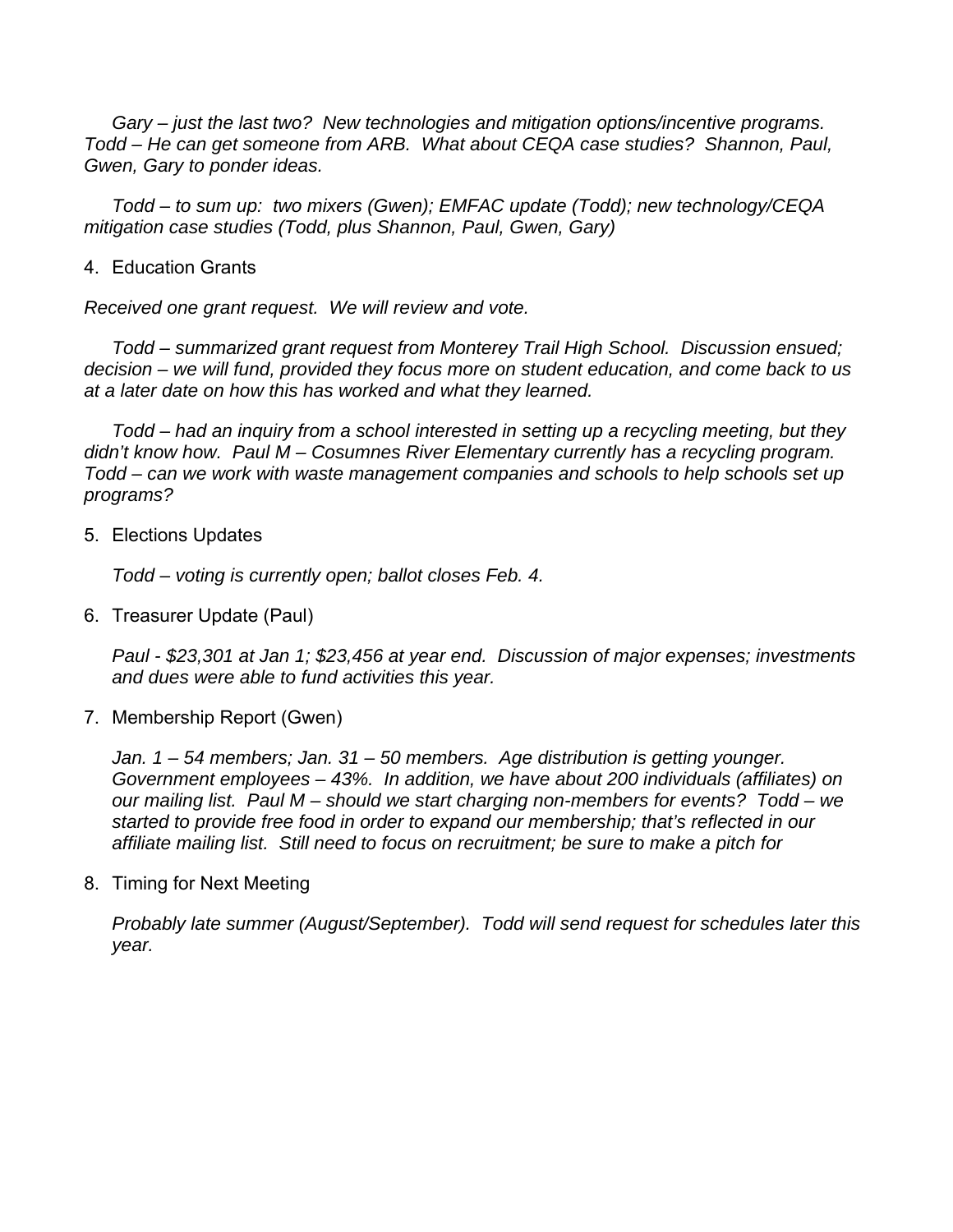*Gary – just the last two?  New technologies and mitigation options/incentive programs. Todd – He can get someone from ARB.  What about CEQA case studies?  Shannon, Paul, Gwen, Gary to ponder ideas.*

*Todd – to sum up:  two mixers (Gwen); EMFAC update (Todd); new technology/CEQA mitigation case studies (Todd, plus Shannon, Paul, Gwen, Gary)*

4. Education Grants

*Received one grant request.  We will review and vote.*

*Todd – summarized grant request from Monterey Trail High School.  Discussion ensued; decision – we will fund, provided they focus more on student education, and come back to us at a later date on how this has worked and what they learned.*

*Todd – had an inquiry from a school interested in setting up a recycling meeting, but they didn't know how.  Paul M – Cosumnes River Elementary currently has a recycling program. Todd – can we work with waste management companies and schools to help schools set up programs?*

5. Elections Updates

   *Todd – voting is currently open; ballot closes Feb. 4.*

6. Treasurer Update (Paul)

   *Paul - $23,301 at Jan 1; $23,456 at year end.  Discussion of major expenses; investments and dues were able to fund activities this year.*

7. Membership Report (Gwen)

   *Jan. 1 – 54 members; Jan. 31 – 50 members.  Age distribution is getting younger. Government employees – 43%.  In addition, we have about 200 individuals (affiliates) on our mailing list.  Paul M – should we start charging non-members for events?  Todd – we started to provide free food in order to expand our membership; that's reflected in our affiliate mailing list.  Still need to focus on recruitment; be sure to make a pitch for*

8. Timing for Next Meeting

   *Probably late summer (August/September).  Todd will send request for schedules later this year.*